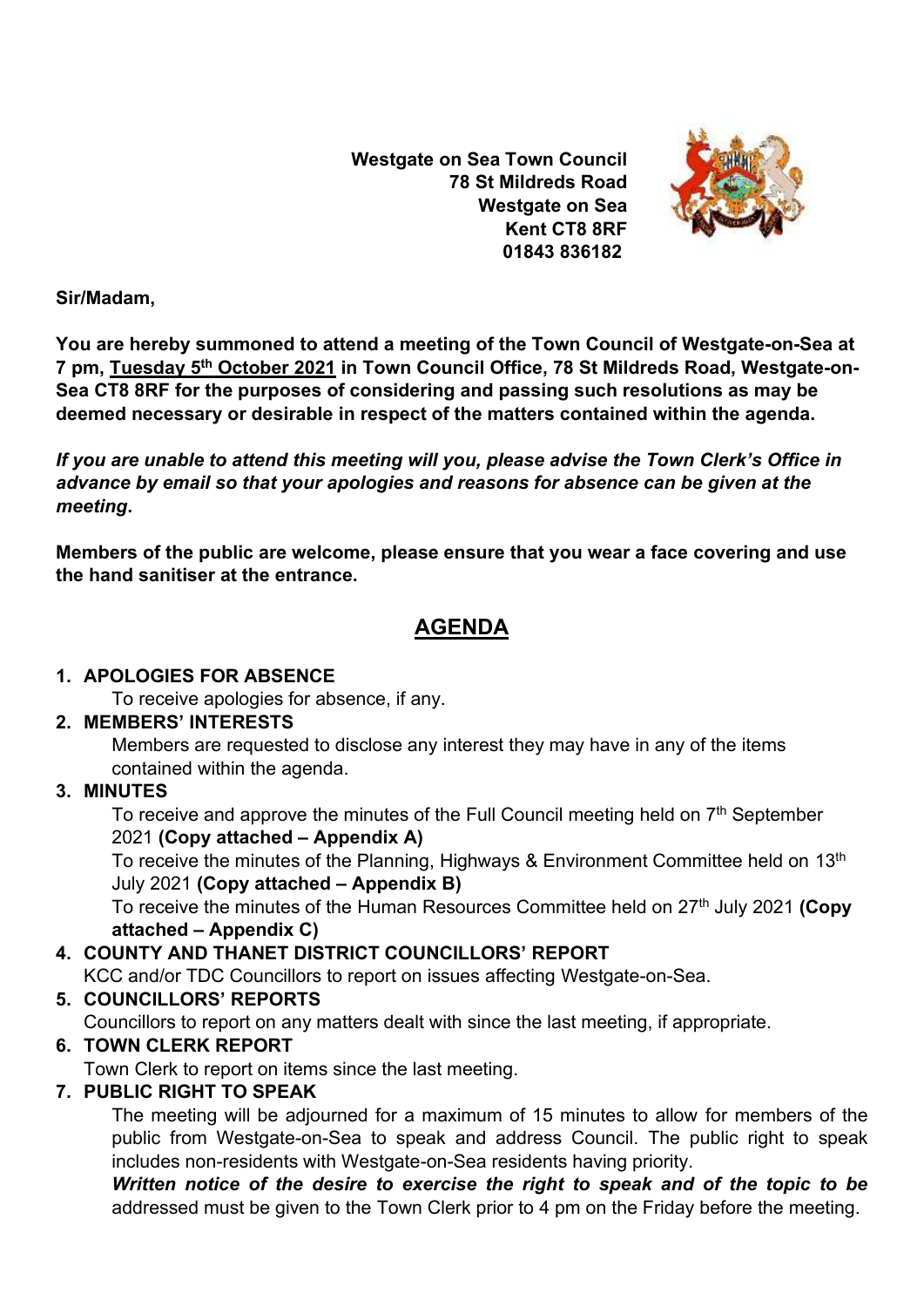**Westgate on Sea Town Council**
**78 St Mildreds Road**
**Westgate on Sea**
**Kent CT8 8RF**
**01843 836182**

**Sir/Madam,**

**You are hereby summoned to attend a meeting of the Town Council of Westgate-on-Sea at 7 pm, <u>Tuesday 5th October 2021</u> in Town Council Office, 78 St Mildreds Road, Westgate-on-Sea CT8 8RF for the purposes of considering and passing such resolutions as may be deemed necessary or desirable in respect of the matters contained within the agenda.**

***If you are unable to attend this meeting will you, please advise the Town Clerk's Office in advance by email so that your apologies and reasons for absence can be given at the meeting*.**

**Members of the public are welcome, please ensure that you wear a face covering and use the hand sanitiser at the entrance.**

# AGENDA

1. **APOLOGIES FOR ABSENCE**
   To receive apologies for absence, if any.
2. **MEMBERS' INTERESTS**
   Members are requested to disclose any interest they may have in any of the items contained within the agenda.
3. **MINUTES**
   To receive and approve the minutes of the Full Council meeting held on 7th September 2021 **(Copy attached – Appendix A)**
   To receive the minutes of the Planning, Highways & Environment Committee held on 13th July 2021 **(Copy attached – Appendix B)**
   To receive the minutes of the Human Resources Committee held on 27th July 2021 **(Copy attached – Appendix C)**
4. **COUNTY AND THANET DISTRICT COUNCILLORS' REPORT**
   KCC and/or TDC Councillors to report on issues affecting Westgate-on-Sea.
5. **COUNCILLORS' REPORTS**
   Councillors to report on any matters dealt with since the last meeting, if appropriate.
6. **TOWN CLERK REPORT**
   Town Clerk to report on items since the last meeting.
7. **PUBLIC RIGHT TO SPEAK**
   The meeting will be adjourned for a maximum of 15 minutes to allow for members of the public from Westgate-on-Sea to speak and address Council. The public right to speak includes non-residents with Westgate-on-Sea residents having priority.
   ***Written notice of the desire to exercise the right to speak and of the topic to be*** addressed must be given to the Town Clerk prior to 4 pm on the Friday before the meeting.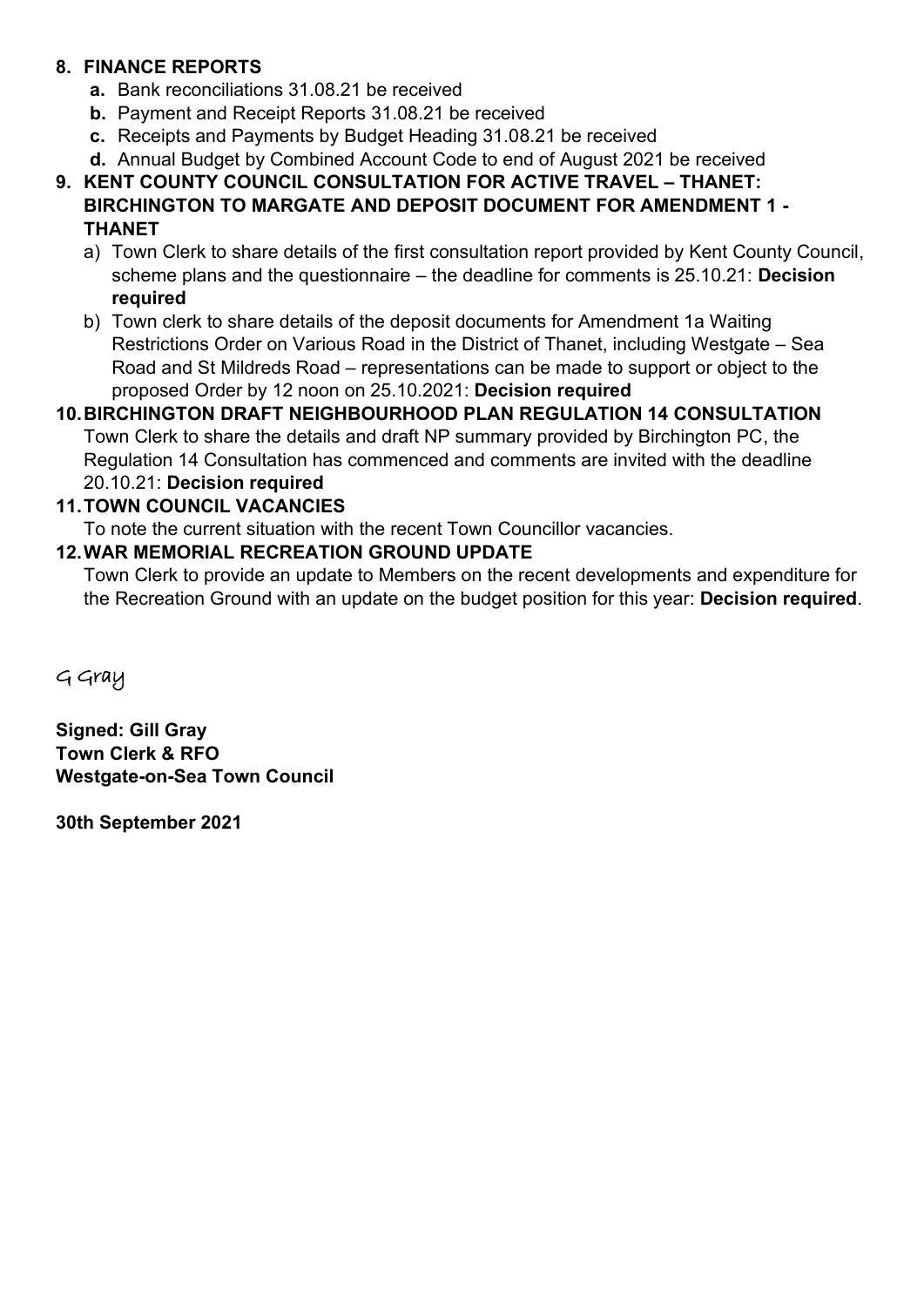**8. FINANCE REPORTS**

- **a.** Bank reconciliations 31.08.21 be received
- **b.** Payment and Receipt Reports 31.08.21 be received
- **c.** Receipts and Payments by Budget Heading 31.08.21 be received
- **d.** Annual Budget by Combined Account Code to end of August 2021 be received

**9. KENT COUNTY COUNCIL CONSULTATION FOR ACTIVE TRAVEL – THANET: BIRCHINGTON TO MARGATE AND DEPOSIT DOCUMENT FOR AMENDMENT 1 - THANET**

a) Town Clerk to share details of the first consultation report provided by Kent County Council, scheme plans and the questionnaire – the deadline for comments is 25.10.21: **Decision required**

b) Town clerk to share details of the deposit documents for Amendment 1a Waiting Restrictions Order on Various Road in the District of Thanet, including Westgate – Sea Road and St Mildreds Road – representations can be made to support or object to the proposed Order by 12 noon on 25.10.2021: **Decision required**

**10. BIRCHINGTON DRAFT NEIGHBOURHOOD PLAN REGULATION 14 CONSULTATION**

Town Clerk to share the details and draft NP summary provided by Birchington PC, the Regulation 14 Consultation has commenced and comments are invited with the deadline 20.10.21: **Decision required**

**11. TOWN COUNCIL VACANCIES**

To note the current situation with the recent Town Councillor vacancies.

**12. WAR MEMORIAL RECREATION GROUND UPDATE**

Town Clerk to provide an update to Members on the recent developments and expenditure for the Recreation Ground with an update on the budget position for this year: **Decision required**.

G Gray

**Signed: Gill Gray**
**Town Clerk & RFO**
**Westgate-on-Sea Town Council**

**30th September 2021**